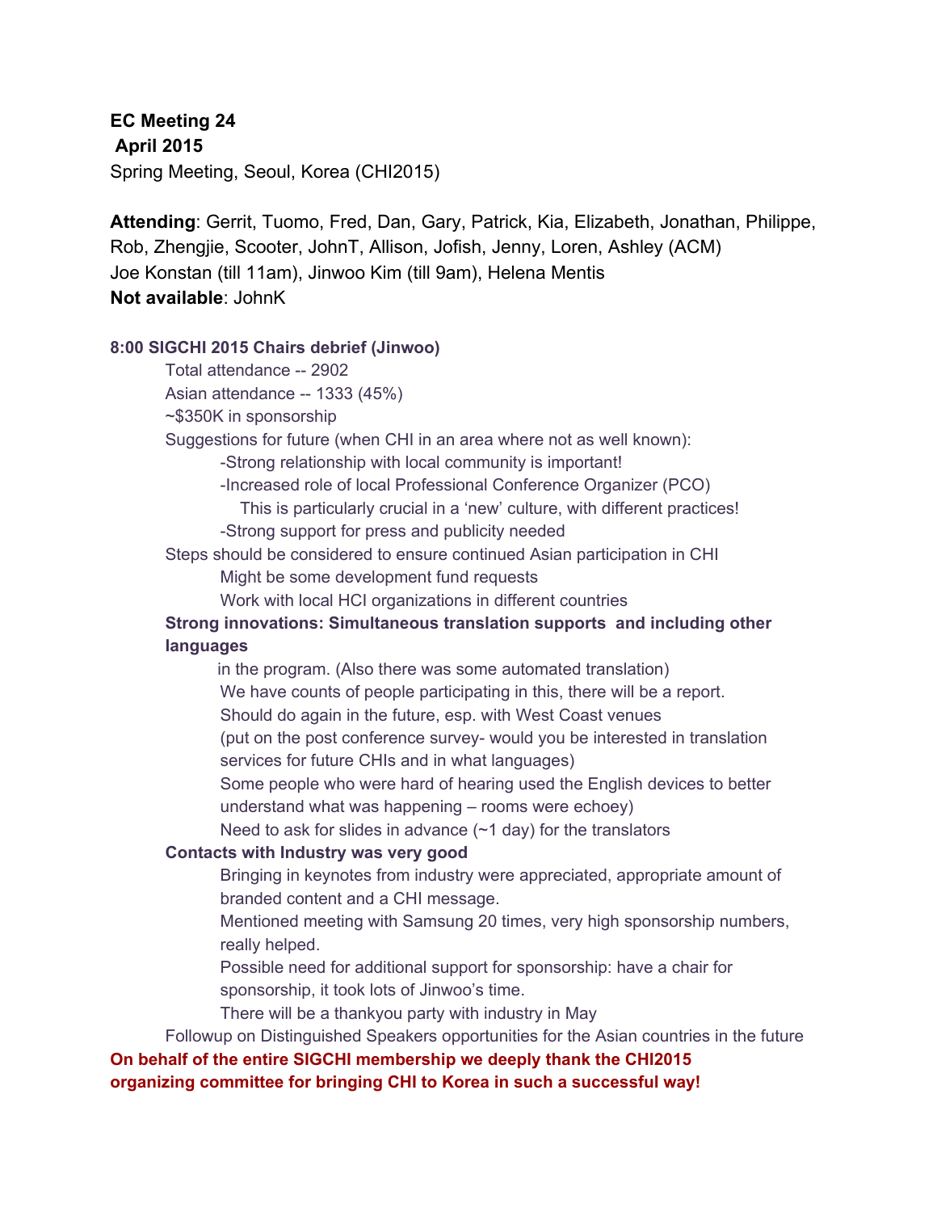**EC Meeting 24**
**April 2015**
Spring Meeting, Seoul, Korea (CHI2015)

**Attending**: Gerrit, Tuomo, Fred, Dan, Gary, Patrick, Kia, Elizabeth, Jonathan, Philippe, Rob, Zhengjie, Scooter, JohnT, Allison, Jofish, Jenny, Loren, Ashley (ACM)
Joe Konstan (till 11am), Jinwoo Kim (till 9am), Helena Mentis
**Not available**: JohnK

**8:00 SIGCHI 2015 Chairs debrief (Jinwoo)**

Total attendance -- 2902
Asian attendance -- 1333 (45%)
~$350K in sponsorship
Suggestions for future (when CHI in an area where not as well known):
- -Strong relationship with local community is important!
- -Increased role of local Professional Conference Organizer (PCO)
  - This is particularly crucial in a 'new' culture, with different practices!
- -Strong support for press and publicity needed

Steps should be considered to ensure continued Asian participation in CHI
- Might be some development fund requests
- Work with local HCI organizations in different countries

**Strong innovations: Simultaneous translation supports and including other languages**
in the program. (Also there was some automated translation)
- We have counts of people participating in this, there will be a report.
- Should do again in the future, esp. with West Coast venues
- (put on the post conference survey- would you be interested in translation services for future CHIs and in what languages)
- Some people who were hard of hearing used the English devices to better understand what was happening – rooms were echoey)
- Need to ask for slides in advance (~1 day) for the translators

**Contacts with Industry was very good**
- Bringing in keynotes from industry were appreciated, appropriate amount of branded content and a CHI message.
- Mentioned meeting with Samsung 20 times, very high sponsorship numbers, really helped.
- Possible need for additional support for sponsorship: have a chair for sponsorship, it took lots of Jinwoo's time.
- There will be a thankyou party with industry in May

Followup on Distinguished Speakers opportunities for the Asian countries in the future

**On behalf of the entire SIGCHI membership we deeply thank the CHI2015 organizing committee for bringing CHI to Korea in such a successful way!**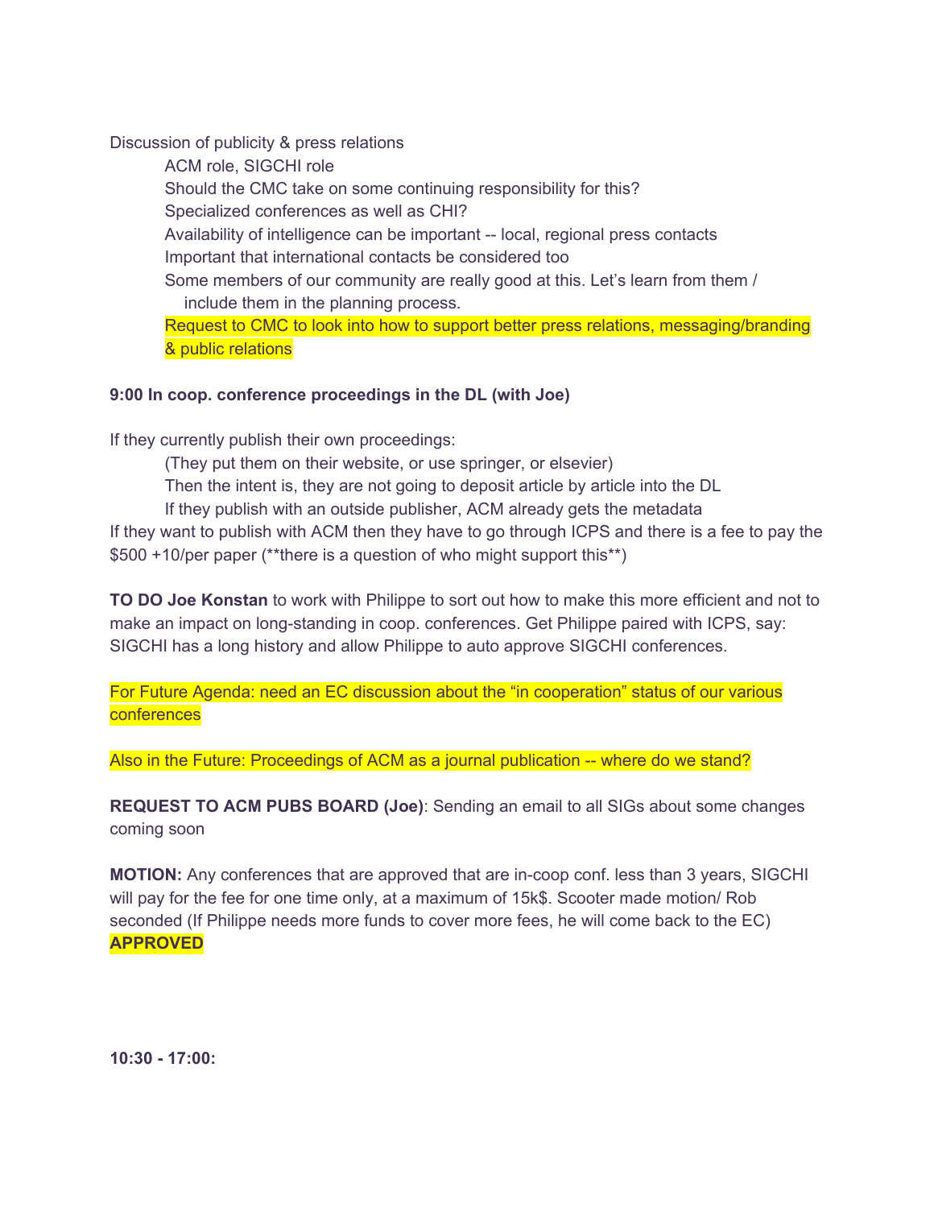Discussion of publicity & press relations

- ACM role, SIGCHI role
- Should the CMC take on some continuing responsibility for this?
- Specialized conferences as well as CHI?
- Availability of intelligence can be important -- local, regional press contacts
- Important that international contacts be considered too
- Some members of our community are really good at this. Let's learn from them / include them in the planning process.
- Request to CMC to look into how to support better press relations, messaging/branding & public relations

**9:00 In coop. conference proceedings in the DL (with Joe)**

If they currently publish their own proceedings:

- (They put them on their website, or use springer, or elsevier)
- Then the intent is, they are not going to deposit article by article into the DL
- If they publish with an outside publisher, ACM already gets the metadata

If they want to publish with ACM then they have to go through ICPS and there is a fee to pay the $500 +10/per paper (**there is a question of who might support this**)

**TO DO Joe Konstan** to work with Philippe to sort out how to make this more efficient and not to make an impact on long-standing in coop. conferences. Get Philippe paired with ICPS, say: SIGCHI has a long history and allow Philippe to auto approve SIGCHI conferences.

For Future Agenda: need an EC discussion about the "in cooperation" status of our various conferences

Also in the Future: Proceedings of ACM as a journal publication -- where do we stand?

**REQUEST TO ACM PUBS BOARD (Joe)**: Sending an email to all SIGs about some changes coming soon

**MOTION:** Any conferences that are approved that are in-coop conf. less than 3 years, SIGCHI will pay for the fee for one time only, at a maximum of 15k$. Scooter made motion/ Rob seconded (If Philippe needs more funds to cover more fees, he will come back to the EC) **APPROVED**

**10:30 - 17:00:**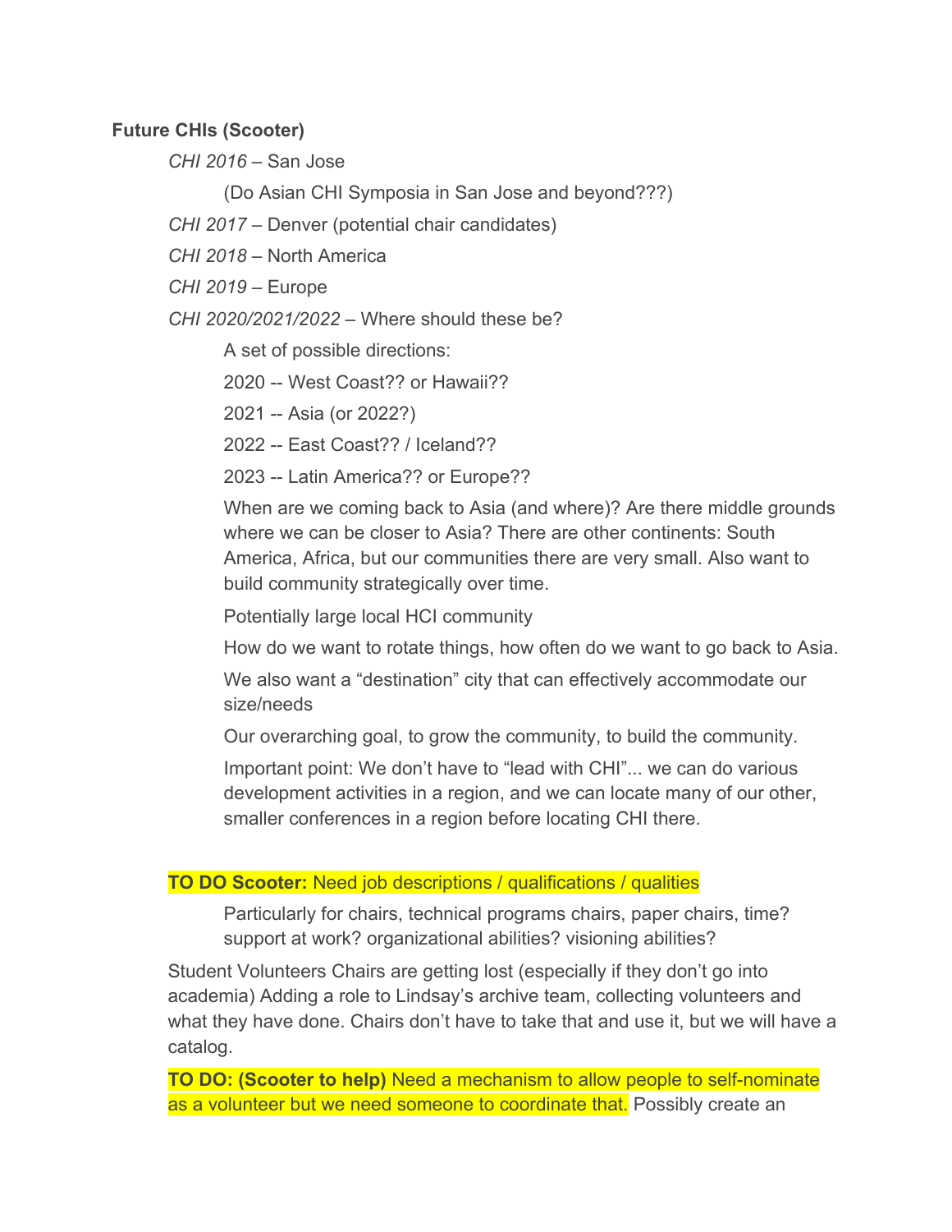**Future CHIs (Scooter)**

*CHI 2016* – San Jose

(Do Asian CHI Symposia in San Jose and beyond???)

*CHI 2017* – Denver (potential chair candidates)

*CHI 2018* – North America

*CHI 2019* – Europe

*CHI 2020/2021/2022* – Where should these be?

A set of possible directions:

2020 -- West Coast?? or Hawaii??

2021 -- Asia (or 2022?)

2022 -- East Coast?? / Iceland??

2023 -- Latin America?? or Europe??

When are we coming back to Asia (and where)? Are there middle grounds where we can be closer to Asia? There are other continents: South America, Africa, but our communities there are very small. Also want to build community strategically over time.

Potentially large local HCI community

How do we want to rotate things, how often do we want to go back to Asia.

We also want a "destination" city that can effectively accommodate our size/needs

Our overarching goal, to grow the community, to build the community.

Important point: We don't have to "lead with CHI"... we can do various development activities in a region, and we can locate many of our other, smaller conferences in a region before locating CHI there.

**TO DO Scooter:** Need job descriptions / qualifications / qualities

Particularly for chairs, technical programs chairs, paper chairs, time? support at work? organizational abilities? visioning abilities?

Student Volunteers Chairs are getting lost (especially if they don't go into academia) Adding a role to Lindsay's archive team, collecting volunteers and what they have done. Chairs don't have to take that and use it, but we will have a catalog.

**TO DO: (Scooter to help)** Need a mechanism to allow people to self-nominate as a volunteer but we need someone to coordinate that. Possibly create an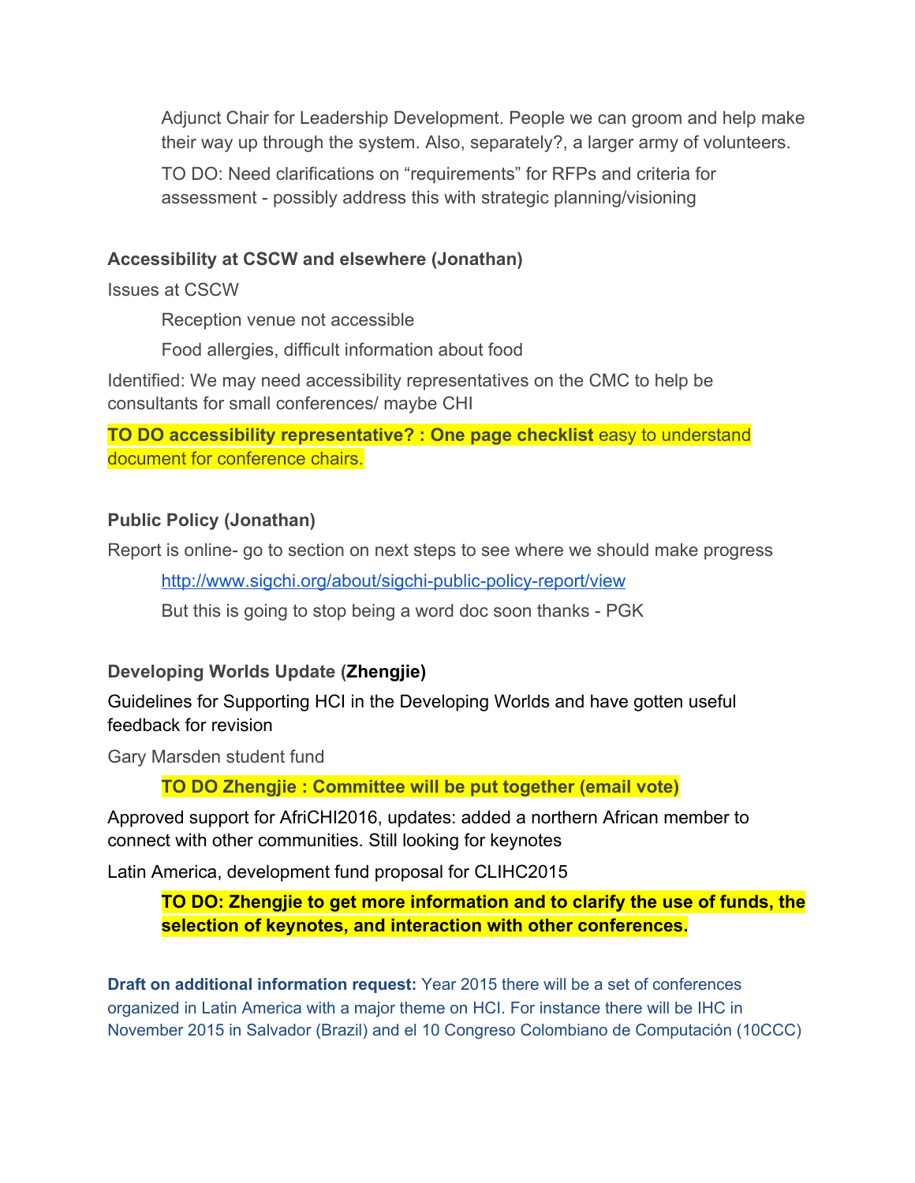Adjunct Chair for Leadership Development. People we can groom and help make their way up through the system. Also, separately?, a larger army of volunteers.

TO DO: Need clarifications on “requirements” for RFPs and criteria for assessment - possibly address this with strategic planning/visioning

**Accessibility at CSCW and elsewhere (Jonathan)**

Issues at CSCW

Reception venue not accessible

Food allergies, difficult information about food

Identified: We may need accessibility representatives on the CMC to help be consultants for small conferences/ maybe CHI

**TO DO accessibility representative? : One page checklist** easy to understand document for conference chairs.

**Public Policy (Jonathan)**

Report is online- go to section on next steps to see where we should make progress

http://www.sigchi.org/about/sigchi-public-policy-report/view

But this is going to stop being a word doc soon thanks - PGK

**Developing Worlds Update (Zhengjie)**

Guidelines for Supporting HCI in the Developing Worlds and have gotten useful feedback for revision

Gary Marsden student fund

**TO DO Zhengjie : Committee will be put together (email vote)**

Approved support for AfriCHI2016, updates: added a northern African member to connect with other communities. Still looking for keynotes

Latin America, development fund proposal for CLIHC2015

**TO DO: Zhengjie to get more information and to clarify the use of funds, the selection of keynotes, and interaction with other conferences.**

**Draft on additional information request:** Year 2015 there will be a set of conferences organized in Latin America with a major theme on HCI. For instance there will be IHC in November 2015 in Salvador (Brazil) and el 10 Congreso Colombiano de Computación (10CCC)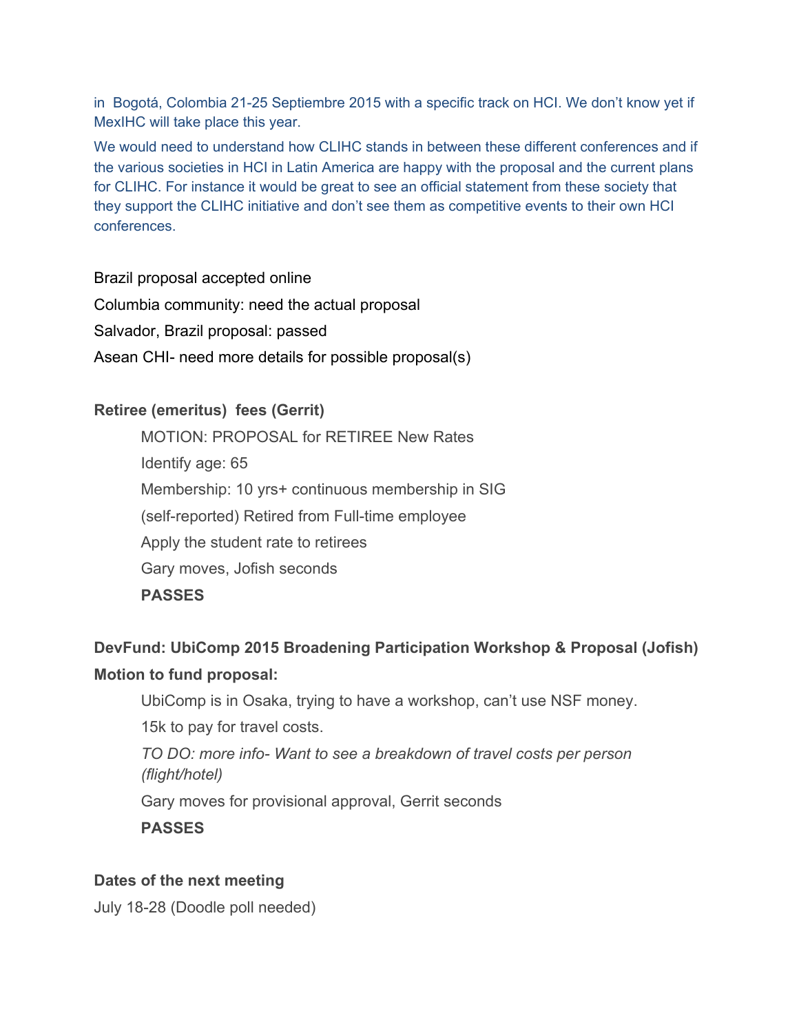in Bogotá, Colombia 21-25 Septiembre 2015 with a specific track on HCI. We don't know yet if MexIHC will take place this year.

We would need to understand how CLIHC stands in between these different conferences and if the various societies in HCI in Latin America are happy with the proposal and the current plans for CLIHC. For instance it would be great to see an official statement from these society that they support the CLIHC initiative and don't see them as competitive events to their own HCI conferences.

Brazil proposal accepted online

Columbia community: need the actual proposal

Salvador, Brazil proposal: passed

Asean CHI- need more details for possible proposal(s)

**Retiree (emeritus) fees (Gerrit)**

MOTION: PROPOSAL for RETIREE New Rates

Identify age: 65

Membership: 10 yrs+ continuous membership in SIG

(self-reported) Retired from Full-time employee

Apply the student rate to retirees

Gary moves, Jofish seconds

**PASSES**

**DevFund: UbiComp 2015 Broadening Participation Workshop & Proposal (Jofish)**

**Motion to fund proposal:**

UbiComp is in Osaka, trying to have a workshop, can't use NSF money.

15k to pay for travel costs.

*TO DO: more info- Want to see a breakdown of travel costs per person (flight/hotel)*

Gary moves for provisional approval, Gerrit seconds

**PASSES**

**Dates of the next meeting**

July 18-28 (Doodle poll needed)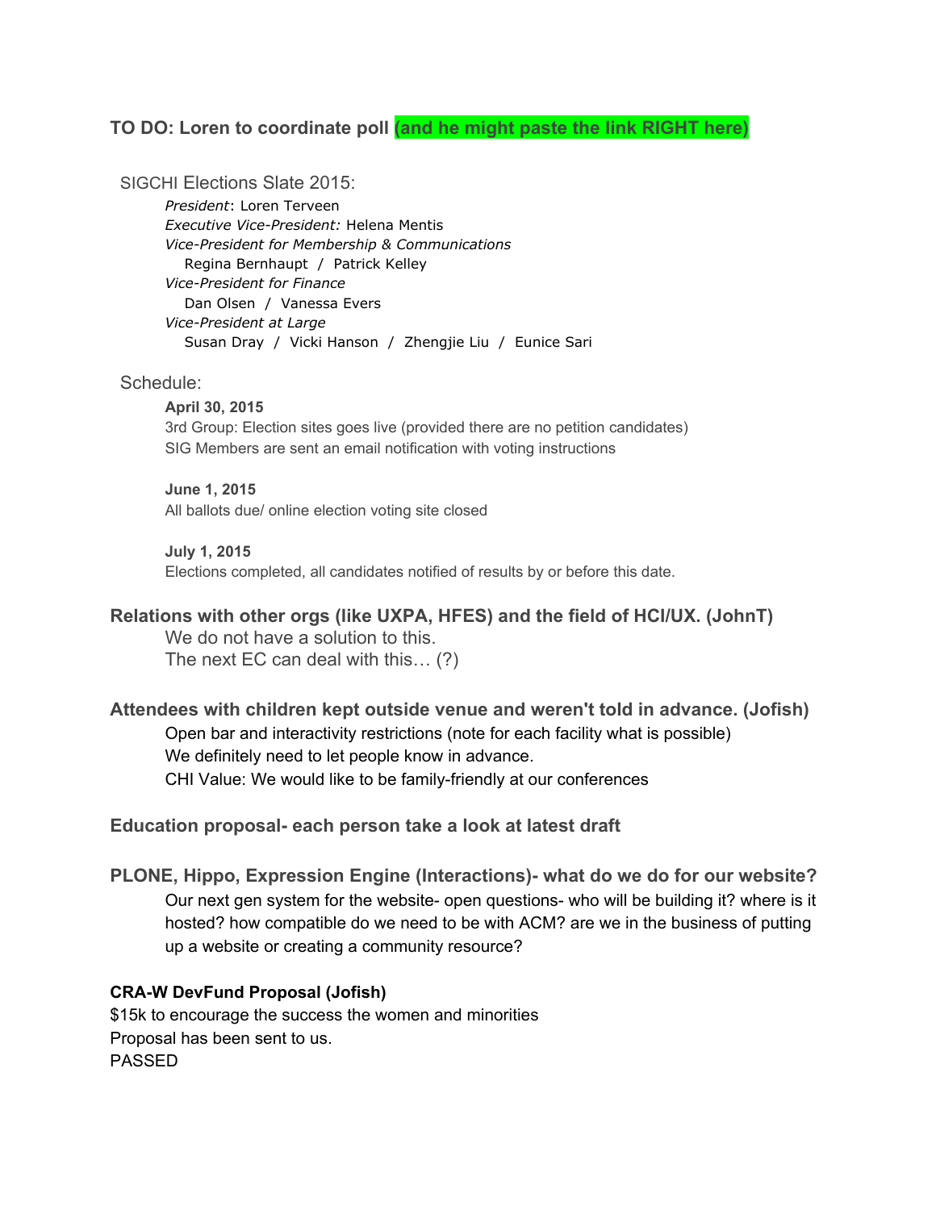**TO DO: Loren to coordinate poll (and he might paste the link RIGHT here)**

SIGCHI Elections Slate 2015:

*President*: Loren Terveen
*Executive Vice-President:* Helena Mentis
*Vice-President for Membership & Communications*
Regina Bernhaupt / Patrick Kelley
*Vice-President for Finance*
Dan Olsen / Vanessa Evers
*Vice-President at Large*
Susan Dray / Vicki Hanson / Zhengjie Liu / Eunice Sari

Schedule:

**April 30, 2015**
3rd Group: Election sites goes live (provided there are no petition candidates)
SIG Members are sent an email notification with voting instructions

**June 1, 2015**
All ballots due/ online election voting site closed

**July 1, 2015**
Elections completed, all candidates notified of results by or before this date.

**Relations with other orgs (like UXPA, HFES) and the field of HCI/UX. (JohnT)**

We do not have a solution to this.
The next EC can deal with this… (?)

**Attendees with children kept outside venue and weren't told in advance. (Jofish)**

Open bar and interactivity restrictions (note for each facility what is possible)
We definitely need to let people know in advance.
CHI Value: We would like to be family-friendly at our conferences

**Education proposal- each person take a look at latest draft**

**PLONE, Hippo, Expression Engine (Interactions)- what do we do for our website?**

Our next gen system for the website- open questions- who will be building it? where is it hosted? how compatible do we need to be with ACM? are we in the business of putting up a website or creating a community resource?

**CRA-W DevFund Proposal (Jofish)**

$15k to encourage the success the women and minorities
Proposal has been sent to us.
PASSED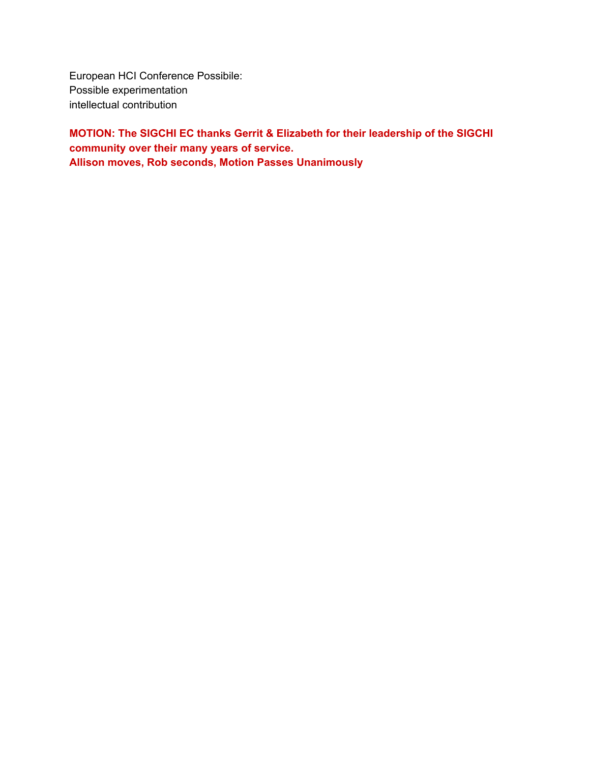European HCI Conference Possibile:
Possible experimentation
intellectual contribution

**MOTION: The SIGCHI EC thanks Gerrit & Elizabeth for their leadership of the SIGCHI community over their many years of service.**
**Allison moves, Rob seconds, Motion Passes Unanimously**